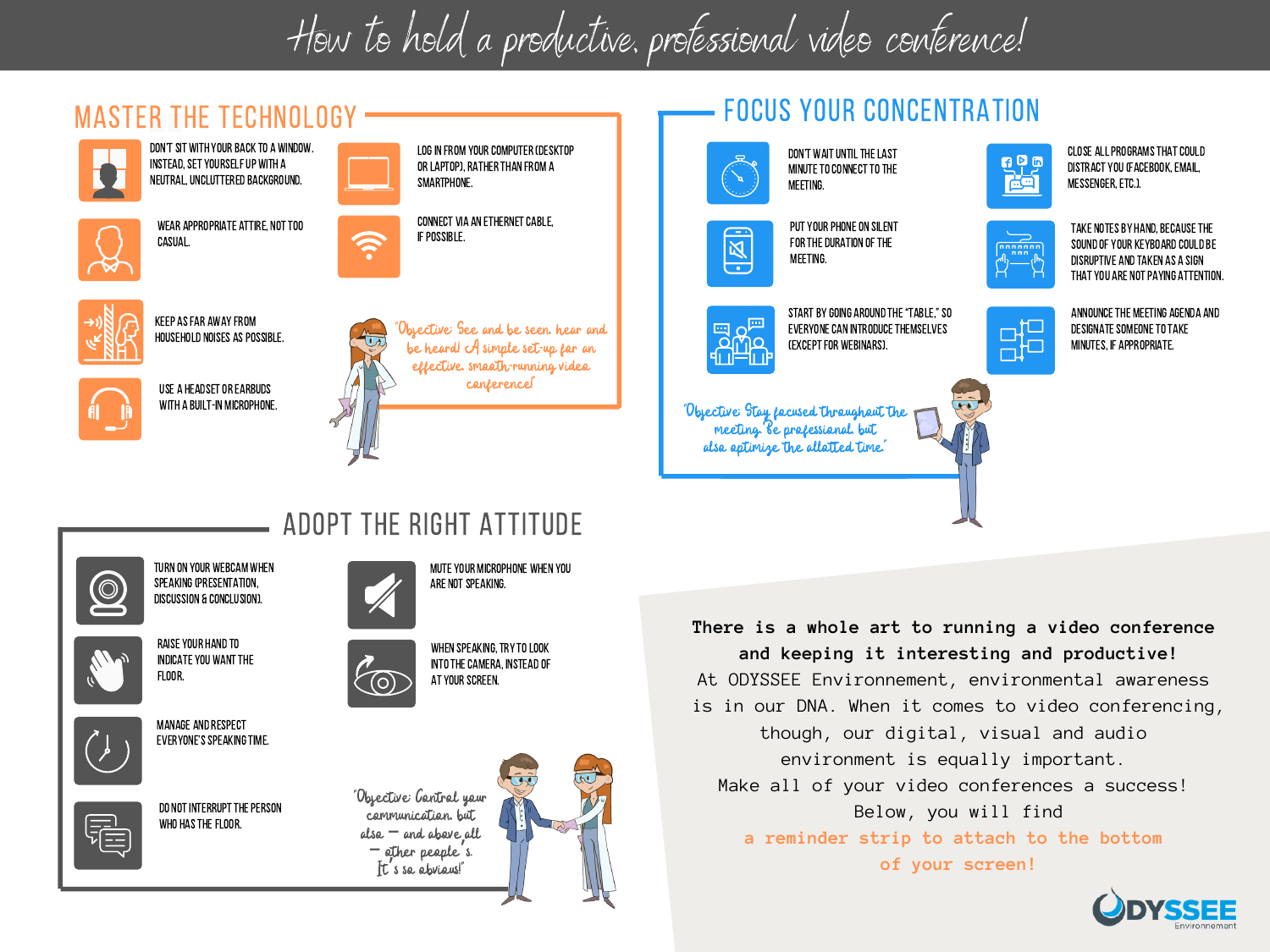# How to hold a productive, professional video conference!

## MASTER THE TECHNOLOGY

- DON'T SIT WITH YOUR BACK TO A WINDOW. INSTEAD, SET YOURSELF UP WITH A NEUTRAL, UNCLUTTERED BACKGROUND.
- WEAR APPROPRIATE ATTIRE, NOT TOO CASUAL.
- KEEP AS FAR AWAY FROM HOUSEHOLD NOISES AS POSSIBLE.
- USE A HEADSET OR EARBUDS WITH A BUILT-IN MICROPHONE.
- LOG IN FROM YOUR COMPUTER (DESKTOP OR LAPTOP), RATHER THAN FROM A SMARTPHONE.
- CONNECT VIA AN ETHERNET CABLE, IF POSSIBLE.

*"Objective: See and be seen, hear and be heard! A simple set-up for an effective, smooth-running video conference!"*

## FOCUS YOUR CONCENTRATION

- DON'T WAIT UNTIL THE LAST MINUTE TO CONNECT TO THE MEETING.
- CLOSE ALL PROGRAMS THAT COULD DISTRACT YOU (FACEBOOK, EMAIL, MESSENGER, ETC.).
- PUT YOUR PHONE ON SILENT FOR THE DURATION OF THE MEETING.
- TAKE NOTES BY HAND, BECAUSE THE SOUND OF YOUR KEYBOARD COULD BE DISRUPTIVE AND TAKEN AS A SIGN THAT YOU ARE NOT PAYING ATTENTION.
- START BY GOING AROUND THE "TABLE," SO EVERYONE CAN INTRODUCE THEMSELVES (EXCEPT FOR WEBINARS).
- ANNOUNCE THE MEETING AGENDA AND DESIGNATE SOMEONE TO TAKE MINUTES, IF APPROPRIATE.

*"Objective: Stay focused throughout the meeting. Be professional, but also optimize the allotted time."*

## ADOPT THE RIGHT ATTITUDE

- TURN ON YOUR WEBCAM WHEN SPEAKING (PRESENTATION, DISCUSSION & CONCLUSION).
- RAISE YOUR HAND TO INDICATE YOU WANT THE FLOOR.
- MANAGE AND RESPECT EVERYONE'S SPEAKING TIME.
- DO NOT INTERRUPT THE PERSON WHO HAS THE FLOOR.
- MUTE YOUR MICROPHONE WHEN YOU ARE NOT SPEAKING.
- WHEN SPEAKING, TRY TO LOOK INTO THE CAMERA, INSTEAD OF AT YOUR SCREEN.

*"Objective: Control your communication, but also – and above all – other people's. It's so obvious!"*

**There is a whole art to running a video conference and keeping it interesting and productive!**

At ODYSSEE Environnement, environmental awareness is in our DNA. When it comes to video conferencing, though, our digital, visual and audio environment is equally important.

Make all of your video conferences a success!

Below, you will find **a reminder strip to attach to the bottom of your screen!**

ODYSSEE Environnement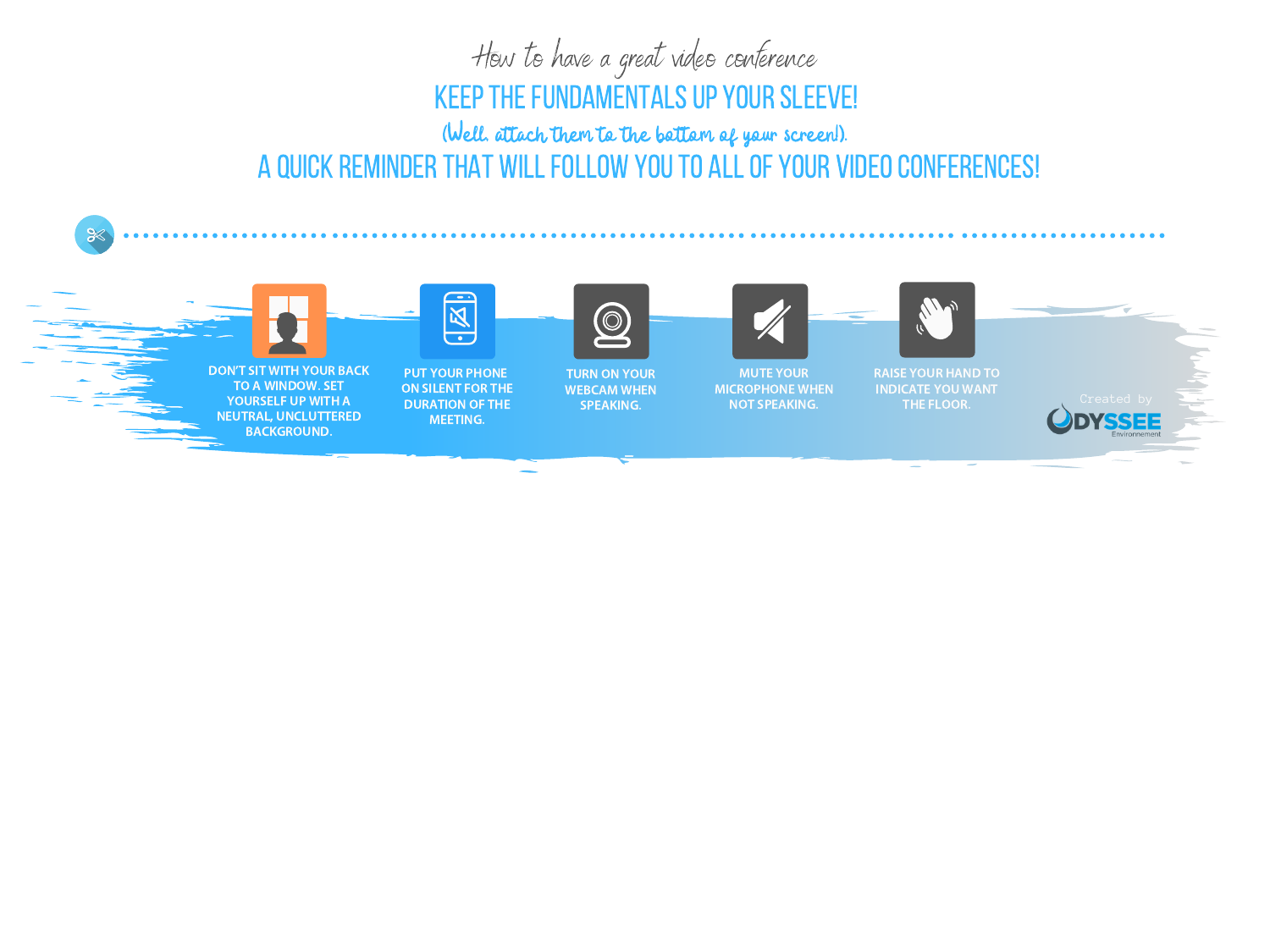*How to have a great video conference*

# KEEP THE FUNDAMENTALS UP YOUR SLEEVE!

*(Well, attach them to the bottom of your screen!).*

## A QUICK REMINDER THAT WILL FOLLOW YOU TO ALL OF YOUR VIDEO CONFERENCES!

DON'T SIT WITH YOUR BACK TO A WINDOW. SET YOURSELF UP WITH A NEUTRAL, UNCLUTTERED BACKGROUND.

PUT YOUR PHONE ON SILENT FOR THE DURATION OF THE MEETING.

TURN ON YOUR WEBCAM WHEN SPEAKING.

MUTE YOUR MICROPHONE WHEN NOT SPEAKING.

RAISE YOUR HAND TO INDICATE YOU WANT THE FLOOR.

Created by ODYSSEE Environnement